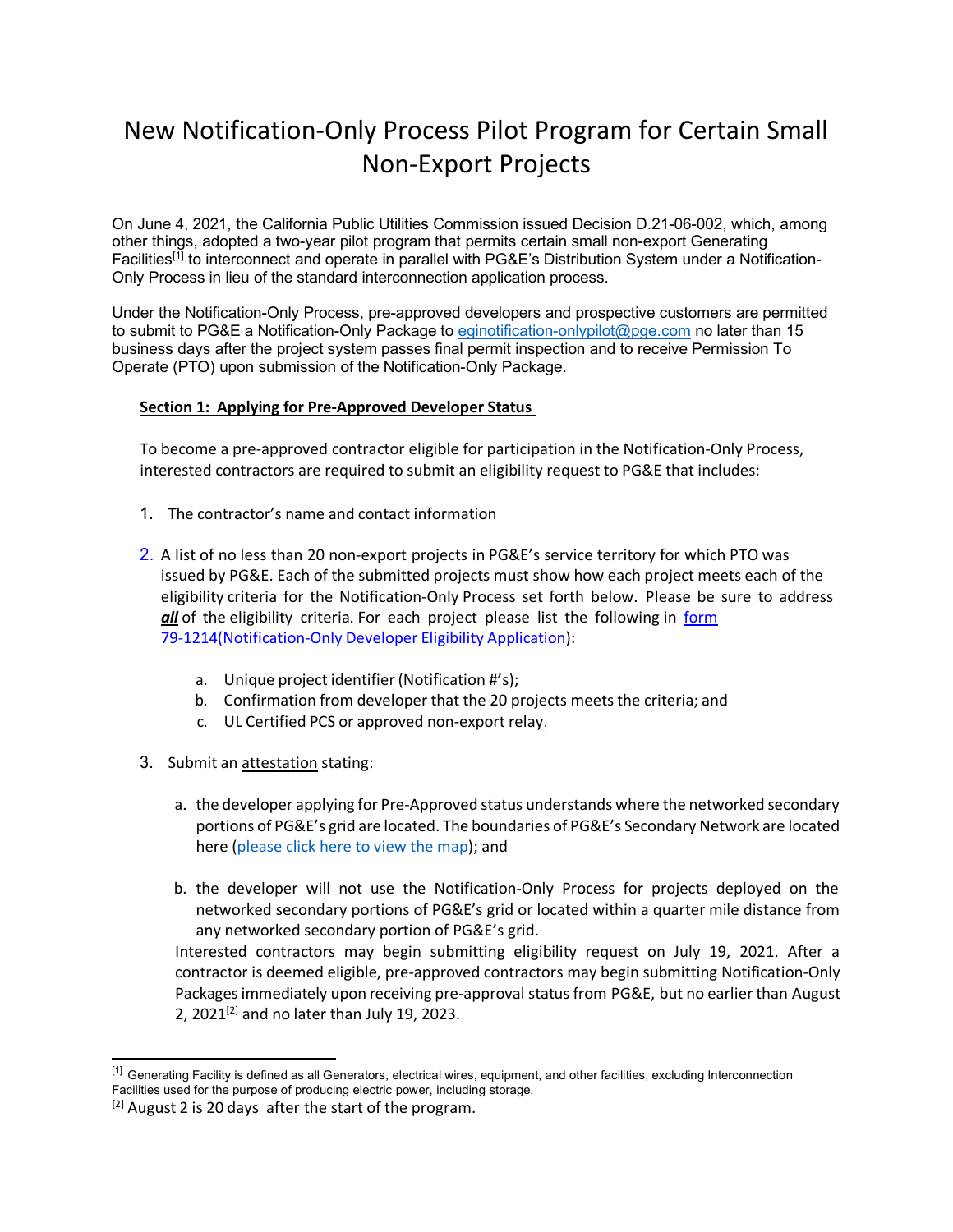# New Notification-Only Process Pilot Program for Certain Small Non-Export Projects

On June 4, 2021, the California Public Utilities Commission issued Decision D.21-06-002, which, among other things, adopted a two-year pilot program that permits certain small non-export Generating Facilities[1] to interconnect and operate in parallel with PG&E's Distribution System under a Notification-Only Process in lieu of the standard interconnection application process.

Under the Notification-Only Process, pre-approved developers and prospective customers are permitted to submit to PG&E a Notification-Only Package to eginotification-onlypilot@pge.com no later than 15 business days after the project system passes final permit inspection and to receive Permission To Operate (PTO) upon submission of the Notification-Only Package.

**Section 1: Applying for Pre-Approved Developer Status**

To become a pre-approved contractor eligible for participation in the Notification-Only Process, interested contractors are required to submit an eligibility request to PG&E that includes:

1. The contractor's name and contact information

2. A list of no less than 20 non-export projects in PG&E's service territory for which PTO was issued by PG&E. Each of the submitted projects must show how each project meets each of the eligibility criteria for the Notification-Only Process set forth below. Please be sure to address ***all*** of the eligibility criteria. For each project please list the following in form 79-1214(Notification-Only Developer Eligibility Application):

   a. Unique project identifier (Notification #'s);
   b. Confirmation from developer that the 20 projects meets the criteria; and
   c. UL Certified PCS or approved non-export relay.

3. Submit an attestation stating:

   a. the developer applying for Pre-Approved status understands where the networked secondary portions of PG&E's grid are located. The boundaries of PG&E's Secondary Network are located here (please click here to view the map); and

   b. the developer will not use the Notification-Only Process for projects deployed on the networked secondary portions of PG&E's grid or located within a quarter mile distance from any networked secondary portion of PG&E's grid.

   Interested contractors may begin submitting eligibility request on July 19, 2021. After a contractor is deemed eligible, pre-approved contractors may begin submitting Notification-Only Packages immediately upon receiving pre-approval status from PG&E, but no earlier than August 2, 2021[2] and no later than July 19, 2023.

---

[1] Generating Facility is defined as all Generators, electrical wires, equipment, and other facilities, excluding Interconnection Facilities used for the purpose of producing electric power, including storage.

[2] August 2 is 20 days after the start of the program.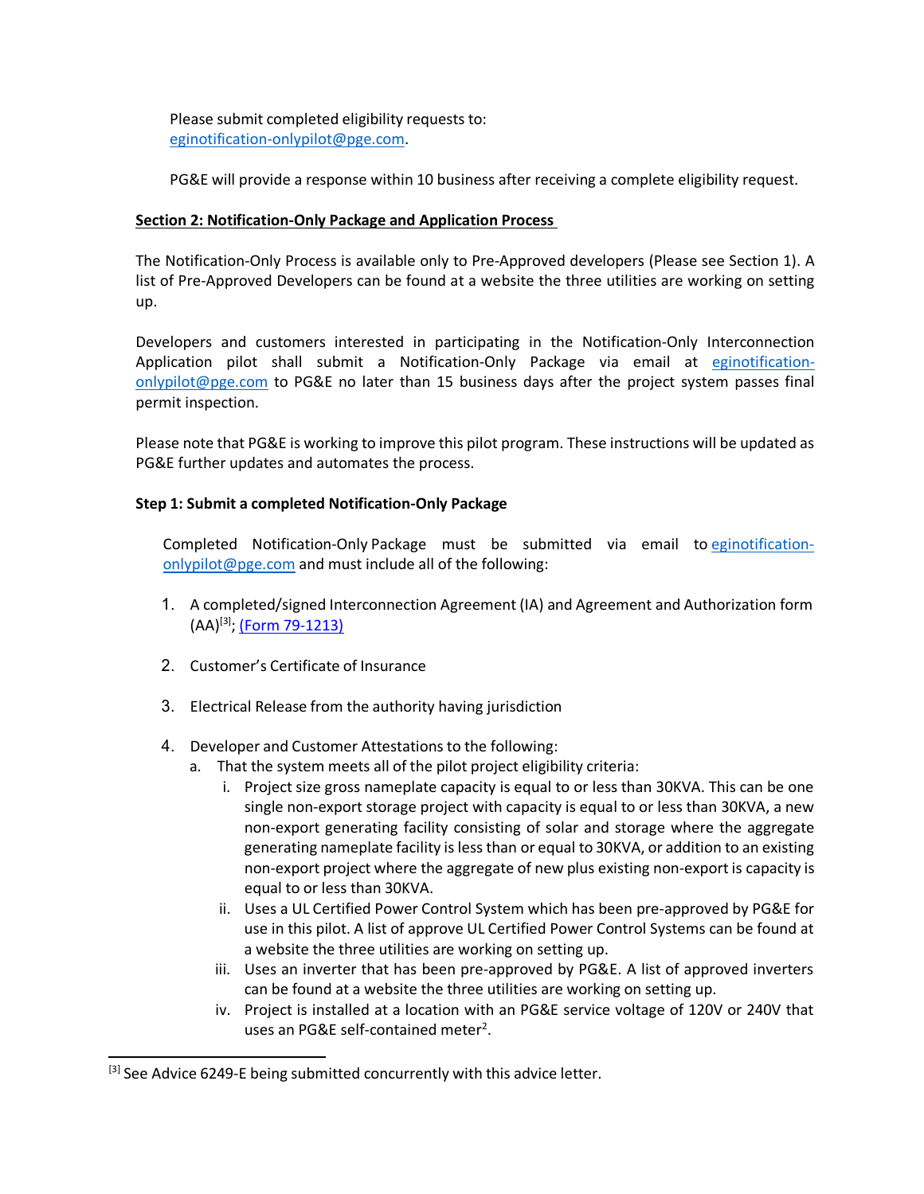Please submit completed eligibility requests to: eginotification-onlypilot@pge.com.

PG&E will provide a response within 10 business after receiving a complete eligibility request.

**Section 2: Notification-Only Package and Application Process**

The Notification-Only Process is available only to Pre-Approved developers (Please see Section 1). A list of Pre-Approved Developers can be found at a website the three utilities are working on setting up.

Developers and customers interested in participating in the Notification-Only Interconnection Application pilot shall submit a Notification-Only Package via email at eginotification-onlypilot@pge.com to PG&E no later than 15 business days after the project system passes final permit inspection.

Please note that PG&E is working to improve this pilot program. These instructions will be updated as PG&E further updates and automates the process.

**Step 1: Submit a completed Notification-Only Package**

Completed Notification-Only Package must be submitted via email to eginotification-onlypilot@pge.com and must include all of the following:

1. A completed/signed Interconnection Agreement (IA) and Agreement and Authorization form (AA)[3]; (Form 79-1213)
2. Customer's Certificate of Insurance
3. Electrical Release from the authority having jurisdiction
4. Developer and Customer Attestations to the following:
   a. That the system meets all of the pilot project eligibility criteria:
      i. Project size gross nameplate capacity is equal to or less than 30KVA. This can be one single non-export storage project with capacity is equal to or less than 30KVA, a new non-export generating facility consisting of solar and storage where the aggregate generating nameplate facility is less than or equal to 30KVA, or addition to an existing non-export project where the aggregate of new plus existing non-export is capacity is equal to or less than 30KVA.
      ii. Uses a UL Certified Power Control System which has been pre-approved by PG&E for use in this pilot. A list of approve UL Certified Power Control Systems can be found at a website the three utilities are working on setting up.
      iii. Uses an inverter that has been pre-approved by PG&E. A list of approved inverters can be found at a website the three utilities are working on setting up.
      iv. Project is installed at a location with an PG&E service voltage of 120V or 240V that uses an PG&E self-contained meter[2].

[3] See Advice 6249-E being submitted concurrently with this advice letter.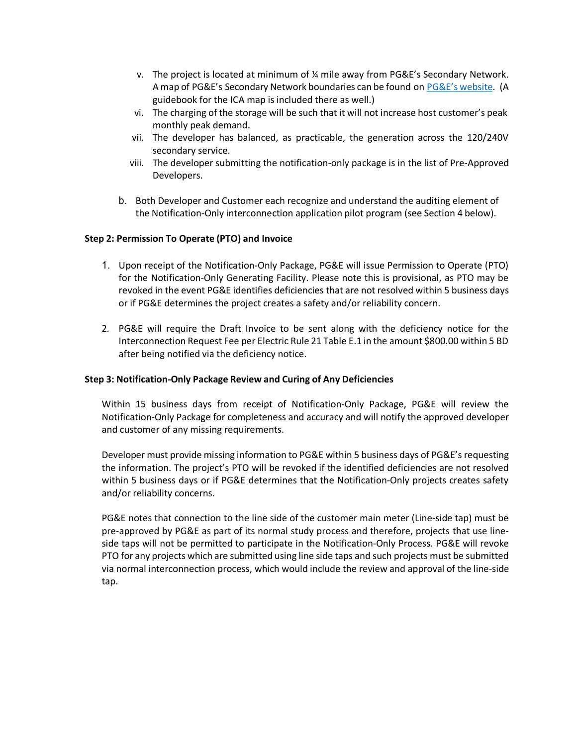v. The project is located at minimum of ¼ mile away from PG&E's Secondary Network. A map of PG&E's Secondary Network boundaries can be found on [PG&E's website](). (A guidebook for the ICA map is included there as well.)

vi. The charging of the storage will be such that it will not increase host customer's peak monthly peak demand.

vii. The developer has balanced, as practicable, the generation across the 120/240V secondary service.

viii. The developer submitting the notification-only package is in the list of Pre-Approved Developers.

b. Both Developer and Customer each recognize and understand the auditing element of the Notification-Only interconnection application pilot program (see Section 4 below).

**Step 2: Permission To Operate (PTO) and Invoice**

1. Upon receipt of the Notification-Only Package, PG&E will issue Permission to Operate (PTO) for the Notification-Only Generating Facility. Please note this is provisional, as PTO may be revoked in the event PG&E identifies deficiencies that are not resolved within 5 business days or if PG&E determines the project creates a safety and/or reliability concern.

2. PG&E will require the Draft Invoice to be sent along with the deficiency notice for the Interconnection Request Fee per Electric Rule 21 Table E.1 in the amount $800.00 within 5 BD after being notified via the deficiency notice.

**Step 3: Notification-Only Package Review and Curing of Any Deficiencies**

Within 15 business days from receipt of Notification-Only Package, PG&E will review the Notification-Only Package for completeness and accuracy and will notify the approved developer and customer of any missing requirements.

Developer must provide missing information to PG&E within 5 business days of PG&E's requesting the information. The project's PTO will be revoked if the identified deficiencies are not resolved within 5 business days or if PG&E determines that the Notification-Only projects creates safety and/or reliability concerns.

PG&E notes that connection to the line side of the customer main meter (Line-side tap) must be pre-approved by PG&E as part of its normal study process and therefore, projects that use line-side taps will not be permitted to participate in the Notification-Only Process. PG&E will revoke PTO for any projects which are submitted using line side taps and such projects must be submitted via normal interconnection process, which would include the review and approval of the line-side tap.